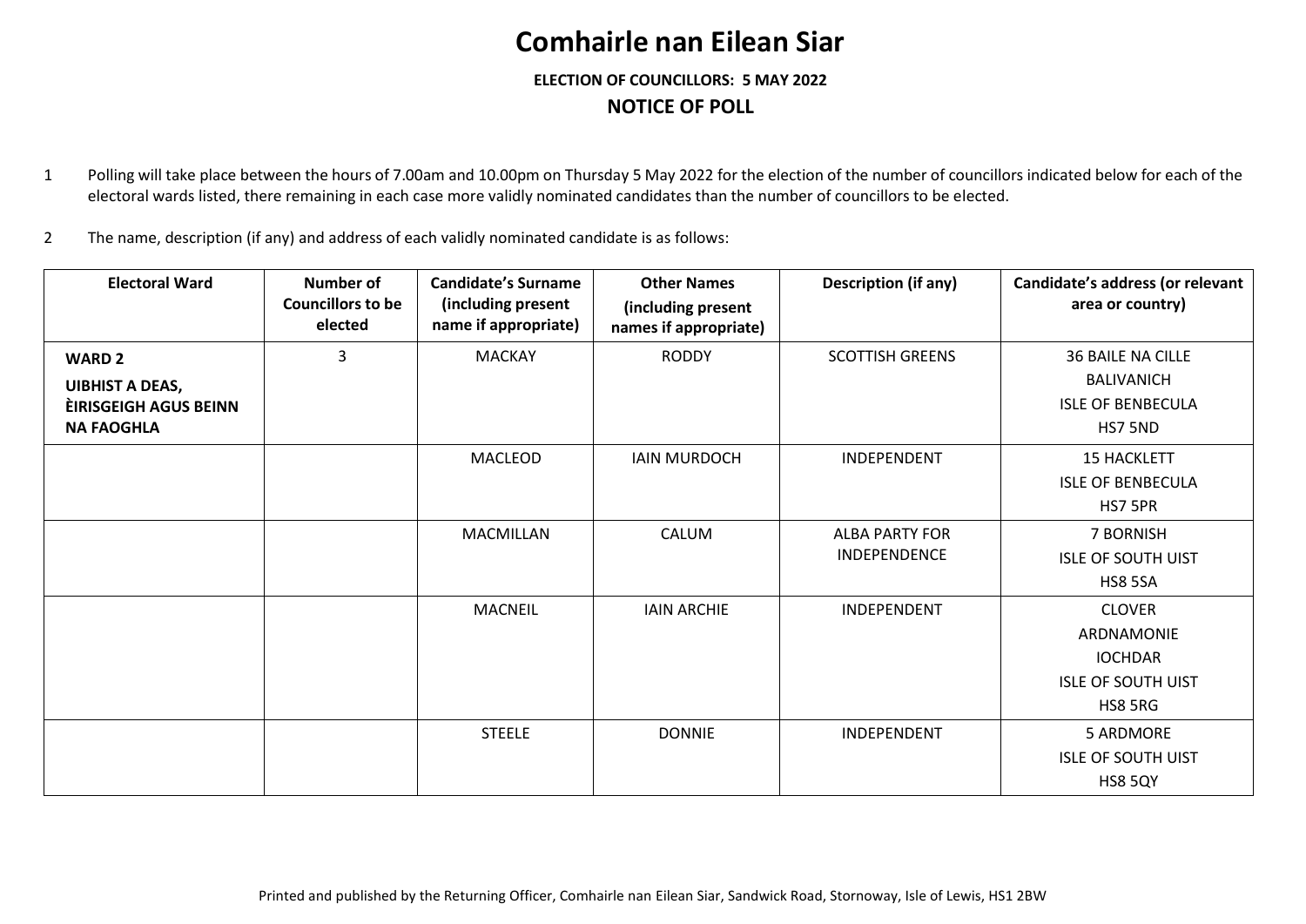# Comhairle nan Eilean Siar

**ELECTION OF COUNCILLORS: 5 MAY 2022**

## NOTICE OF POLL

1. Polling will take place between the hours of 7.00am and 10.00pm on Thursday 5 May 2022 for the election of the number of councillors indicated below for each of the electoral wards listed, there remaining in each case more validly nominated candidates than the number of councillors to be elected.

2. The name, description (if any) and address of each validly nominated candidate is as follows:

| Electoral Ward | Number of Councillors to be elected | Candidate's Surname (including present name if appropriate) | Other Names (including present names if appropriate) | Description (if any) | Candidate's address (or relevant area or country) |
|---|---|---|---|---|---|
| **WARD 2** **UIBHIST A DEAS, ÈIRISGEIGH AGUS BEINN NA FAOGHLA** | 3 | MACKAY | RODDY | SCOTTISH GREENS | 36 BAILE NA CILLE BALIVANICH ISLE OF BENBECULA HS7 5ND |
| | | MACLEOD | IAIN MURDOCH | INDEPENDENT | 15 HACKLETT ISLE OF BENBECULA HS7 5PR |
| | | MACMILLAN | CALUM | ALBA PARTY FOR INDEPENDENCE | 7 BORNISH ISLE OF SOUTH UIST HS8 5SA |
| | | MACNEIL | IAIN ARCHIE | INDEPENDENT | CLOVER ARDNAMONIE IOCHDAR ISLE OF SOUTH UIST HS8 5RG |
| | | STEELE | DONNIE | INDEPENDENT | 5 ARDMORE ISLE OF SOUTH UIST HS8 5QY |

Printed and published by the Returning Officer, Comhairle nan Eilean Siar, Sandwick Road, Stornoway, Isle of Lewis, HS1 2BW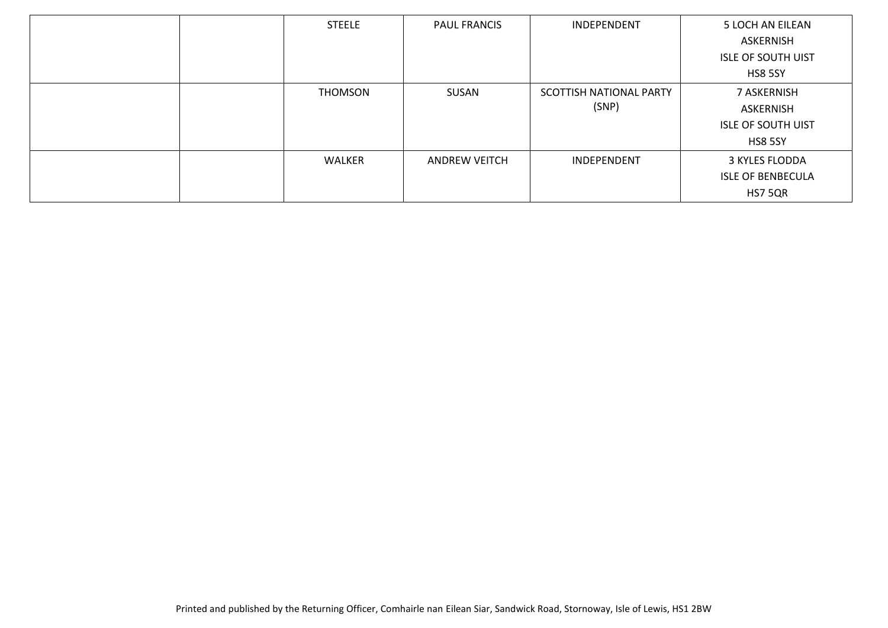| | | | | | |
|---|---|---|---|---|---|
| | | STEELE | PAUL FRANCIS | INDEPENDENT | 5 LOCH AN EILEAN<br>ASKERNISH<br>ISLE OF SOUTH UIST<br>HS8 5SY |
| | | THOMSON | SUSAN | SCOTTISH NATIONAL PARTY (SNP) | 7 ASKERNISH<br>ASKERNISH<br>ISLE OF SOUTH UIST<br>HS8 5SY |
| | | WALKER | ANDREW VEITCH | INDEPENDENT | 3 KYLES FLODDA<br>ISLE OF BENBECULA<br>HS7 5QR |

Printed and published by the Returning Officer, Comhairle nan Eilean Siar, Sandwick Road, Stornoway, Isle of Lewis, HS1 2BW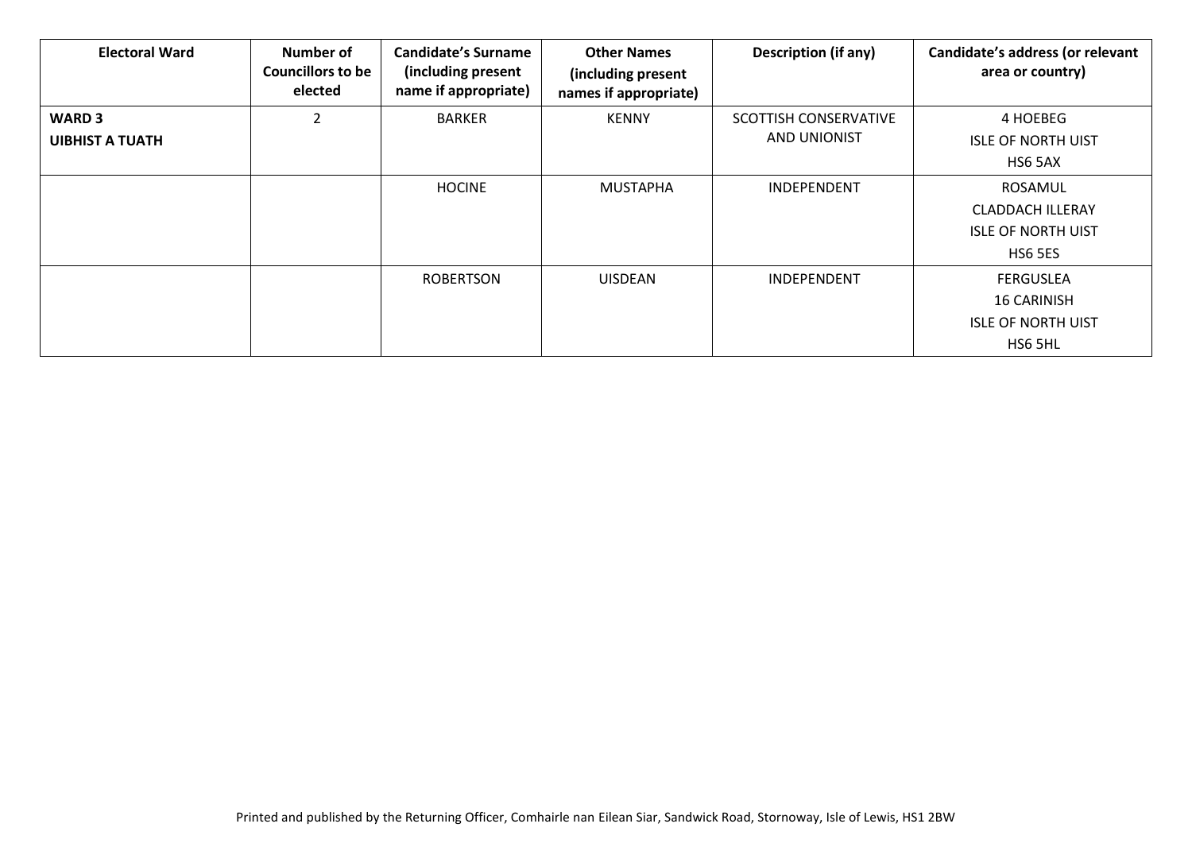| Electoral Ward | Number of Councillors to be elected | Candidate's Surname (including present name if appropriate) | Other Names (including present names if appropriate) | Description (if any) | Candidate's address (or relevant area or country) |
|---|---|---|---|---|---|
| **WARD 3**<br>**UIBHIST A TUATH** | 2 | BARKER | KENNY | SCOTTISH CONSERVATIVE AND UNIONIST | 4 HOEBEG<br>ISLE OF NORTH UIST<br>HS6 5AX |
| | | HOCINE | MUSTAPHA | INDEPENDENT | ROSAMUL<br>CLADDACH ILLERAY<br>ISLE OF NORTH UIST<br>HS6 5ES |
| | | ROBERTSON | UISDEAN | INDEPENDENT | FERGUSLEA<br>16 CARINISH<br>ISLE OF NORTH UIST<br>HS6 5HL |

Printed and published by the Returning Officer, Comhairle nan Eilean Siar, Sandwick Road, Stornoway, Isle of Lewis, HS1 2BW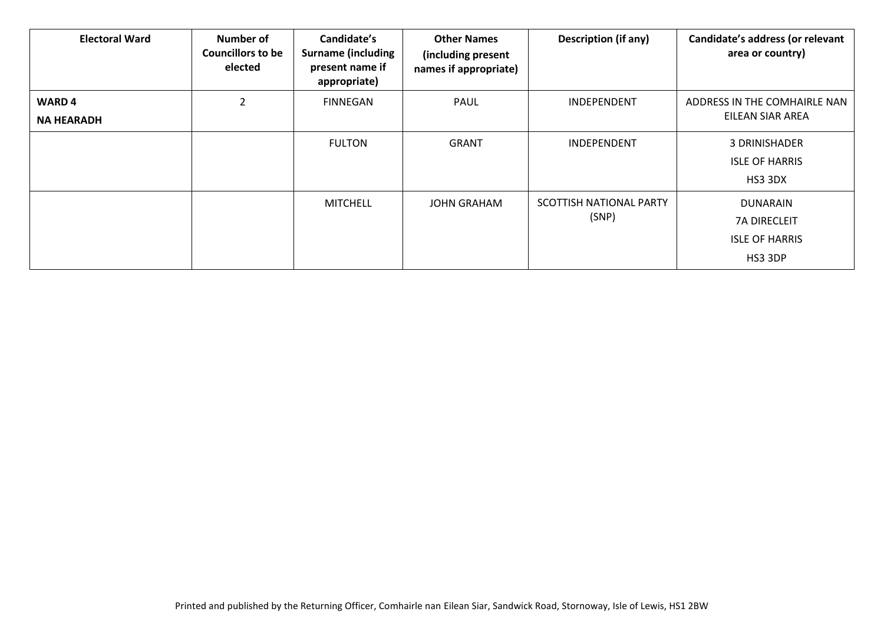| Electoral Ward | Number of Councillors to be elected | Candidate's Surname (including present name if appropriate) | Other Names (including present names if appropriate) | Description (if any) | Candidate's address (or relevant area or country) |
|---|---|---|---|---|---|
| **WARD 4**<br>**NA HEARADH** | 2 | FINNEGAN | PAUL | INDEPENDENT | ADDRESS IN THE COMHAIRLE NAN EILEAN SIAR AREA |
| | | FULTON | GRANT | INDEPENDENT | 3 DRINISHADER<br>ISLE OF HARRIS<br>HS3 3DX |
| | | MITCHELL | JOHN GRAHAM | SCOTTISH NATIONAL PARTY (SNP) | DUNARAIN<br>7A DIRECLEIT<br>ISLE OF HARRIS<br>HS3 3DP |

Printed and published by the Returning Officer, Comhairle nan Eilean Siar, Sandwick Road, Stornoway, Isle of Lewis, HS1 2BW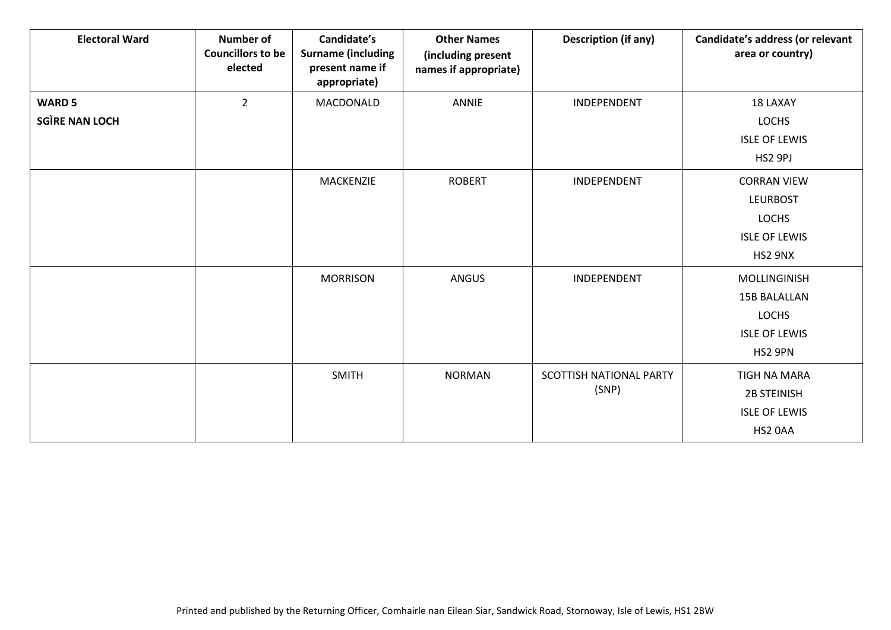| Electoral Ward | Number of Councillors to be elected | Candidate's Surname (including present name if appropriate) | Other Names (including present names if appropriate) | Description (if any) | Candidate's address (or relevant area or country) |
|---|---|---|---|---|---|
| **WARD 5**<br>**SGÌRE NAN LOCH** | 2 | MACDONALD | ANNIE | INDEPENDENT | 18 LAXAY<br>LOCHS<br>ISLE OF LEWIS<br>HS2 9PJ |
| | | MACKENZIE | ROBERT | INDEPENDENT | CORRAN VIEW<br>LEURBOST<br>LOCHS<br>ISLE OF LEWIS<br>HS2 9NX |
| | | MORRISON | ANGUS | INDEPENDENT | MOLLINGINISH<br>15B BALALLAN<br>LOCHS<br>ISLE OF LEWIS<br>HS2 9PN |
| | | SMITH | NORMAN | SCOTTISH NATIONAL PARTY (SNP) | TIGH NA MARA<br>2B STEINISH<br>ISLE OF LEWIS<br>HS2 0AA |

Printed and published by the Returning Officer, Comhairle nan Eilean Siar, Sandwick Road, Stornoway, Isle of Lewis, HS1 2BW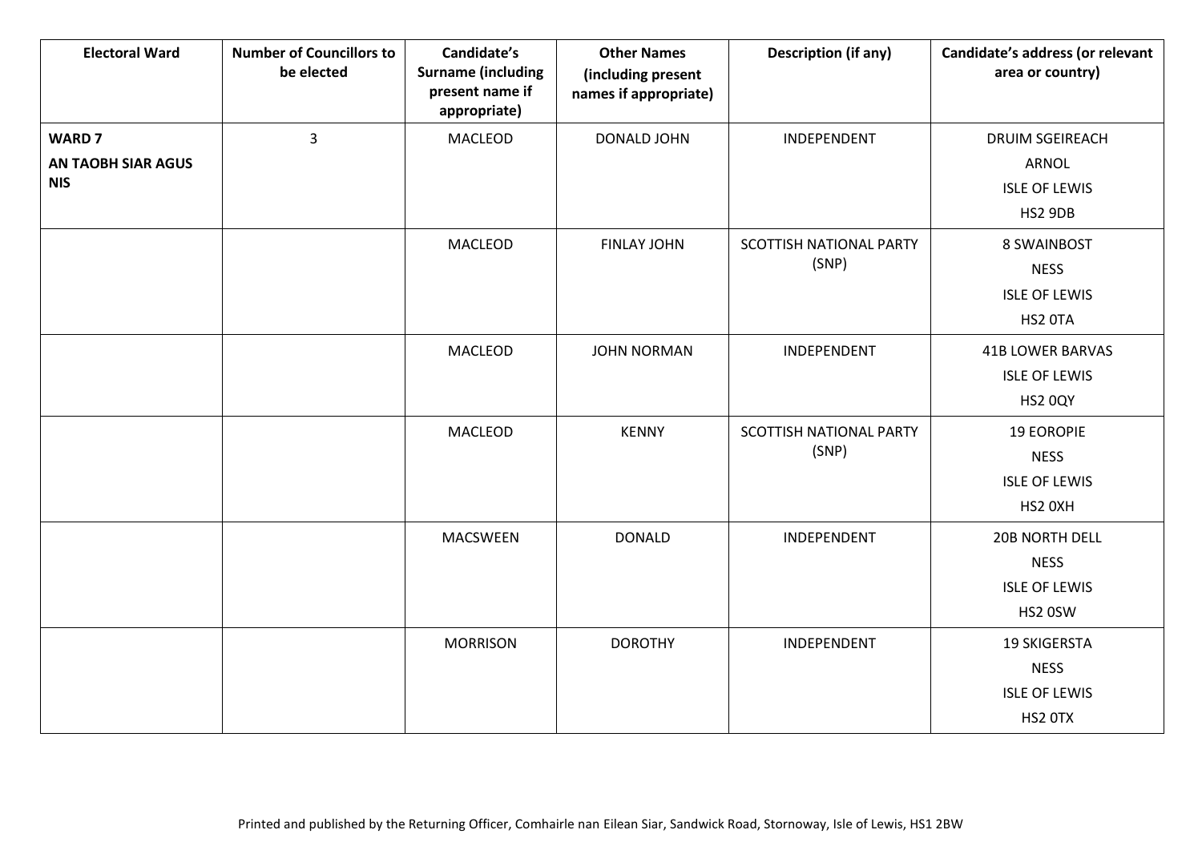| Electoral Ward | Number of Councillors to be elected | Candidate's Surname (including present name if appropriate) | Other Names (including present names if appropriate) | Description (if any) | Candidate's address (or relevant area or country) |
|---|---|---|---|---|---|
| **WARD 7 AN TAOBH SIAR AGUS NIS** | 3 | MACLEOD | DONALD JOHN | INDEPENDENT | DRUIM SGEIREACH ARNOL ISLE OF LEWIS HS2 9DB |
| | | MACLEOD | FINLAY JOHN | SCOTTISH NATIONAL PARTY (SNP) | 8 SWAINBOST NESS ISLE OF LEWIS HS2 0TA |
| | | MACLEOD | JOHN NORMAN | INDEPENDENT | 41B LOWER BARVAS ISLE OF LEWIS HS2 0QY |
| | | MACLEOD | KENNY | SCOTTISH NATIONAL PARTY (SNP) | 19 EOROPIE NESS ISLE OF LEWIS HS2 0XH |
| | | MACSWEEN | DONALD | INDEPENDENT | 20B NORTH DELL NESS ISLE OF LEWIS HS2 0SW |
| | | MORRISON | DOROTHY | INDEPENDENT | 19 SKIGERSTA NESS ISLE OF LEWIS HS2 0TX |

Printed and published by the Returning Officer, Comhairle nan Eilean Siar, Sandwick Road, Stornoway, Isle of Lewis, HS1 2BW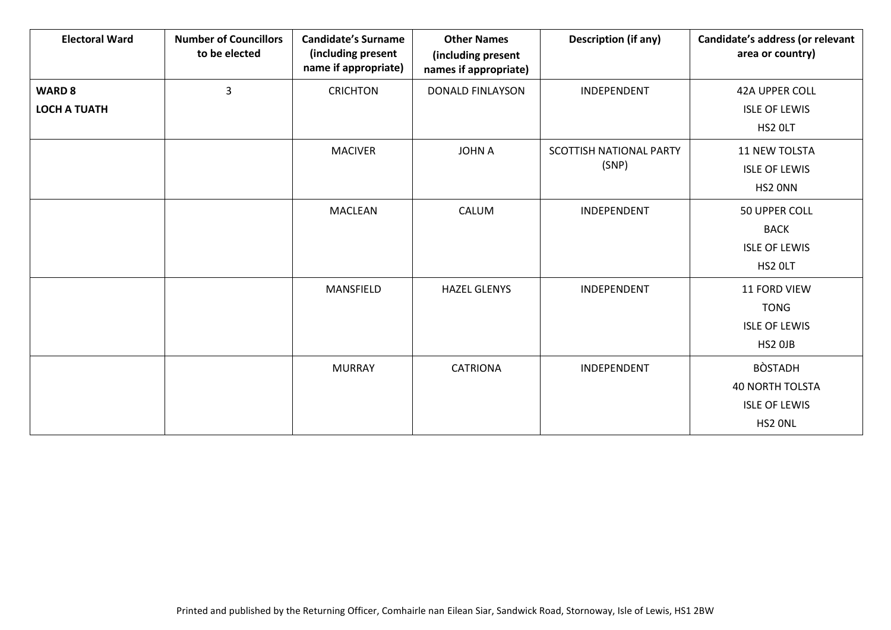| Electoral Ward | Number of Councillors to be elected | Candidate's Surname (including present name if appropriate) | Other Names (including present names if appropriate) | Description (if any) | Candidate's address (or relevant area or country) |
|---|---|---|---|---|---|
| **WARD 8** **LOCH A TUATH** | 3 | CRICHTON | DONALD FINLAYSON | INDEPENDENT | 42A UPPER COLL ISLE OF LEWIS HS2 0LT |
| | | MACIVER | JOHN A | SCOTTISH NATIONAL PARTY (SNP) | 11 NEW TOLSTA ISLE OF LEWIS HS2 0NN |
| | | MACLEAN | CALUM | INDEPENDENT | 50 UPPER COLL BACK ISLE OF LEWIS HS2 0LT |
| | | MANSFIELD | HAZEL GLENYS | INDEPENDENT | 11 FORD VIEW TONG ISLE OF LEWIS HS2 0JB |
| | | MURRAY | CATRIONA | INDEPENDENT | BÒSTADH 40 NORTH TOLSTA ISLE OF LEWIS HS2 0NL |

Printed and published by the Returning Officer, Comhairle nan Eilean Siar, Sandwick Road, Stornoway, Isle of Lewis, HS1 2BW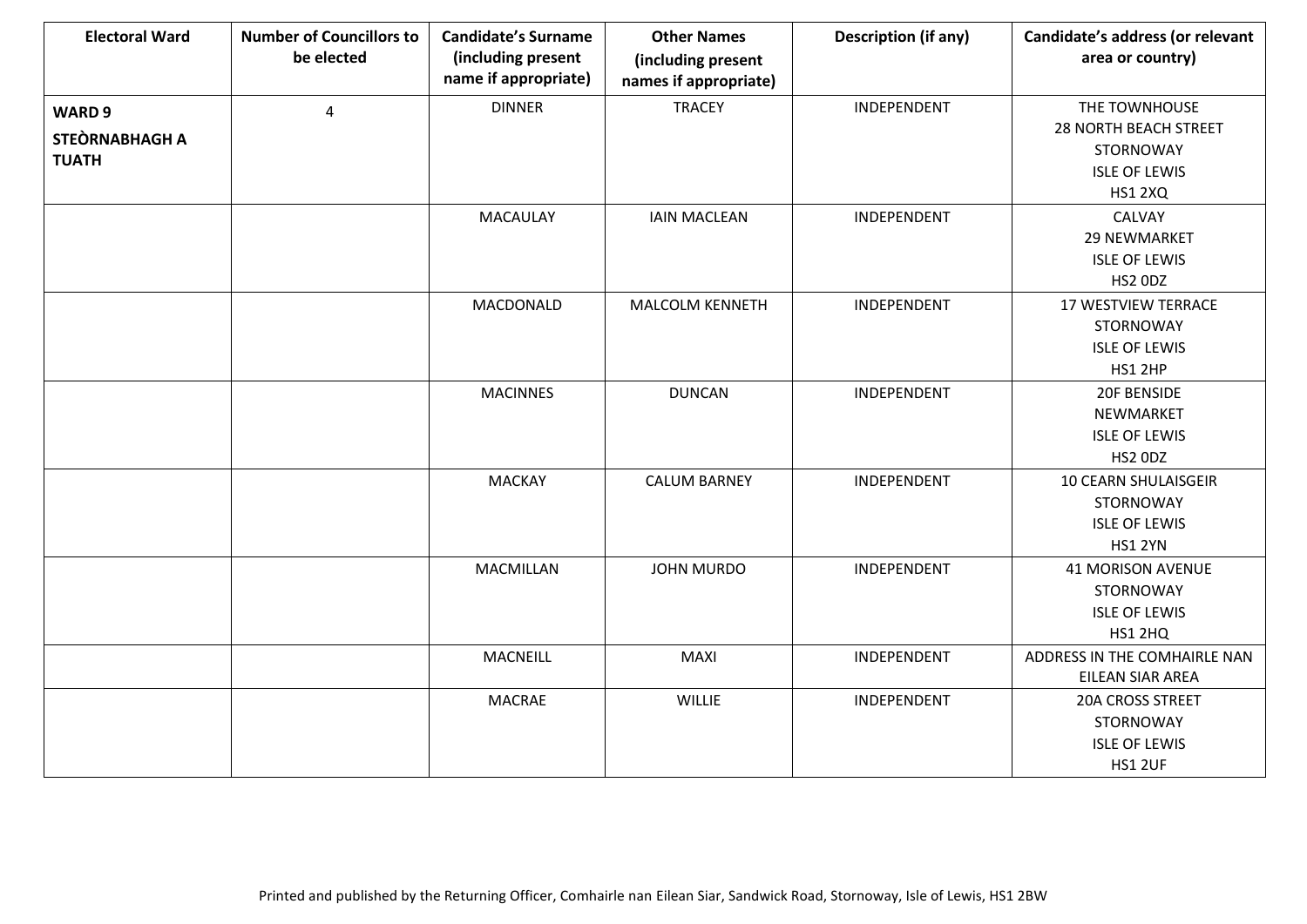| Electoral Ward | Number of Councillors to be elected | Candidate's Surname (including present name if appropriate) | Other Names (including present names if appropriate) | Description (if any) | Candidate's address (or relevant area or country) |
|---|---|---|---|---|---|
| **WARD 9 STEÒRNABHAGH A TUATH** | 4 | DINNER | TRACEY | INDEPENDENT | THE TOWNHOUSE 28 NORTH BEACH STREET STORNOWAY ISLE OF LEWIS HS1 2XQ |
| | | MACAULAY | IAIN MACLEAN | INDEPENDENT | CALVAY 29 NEWMARKET ISLE OF LEWIS HS2 0DZ |
| | | MACDONALD | MALCOLM KENNETH | INDEPENDENT | 17 WESTVIEW TERRACE STORNOWAY ISLE OF LEWIS HS1 2HP |
| | | MACINNES | DUNCAN | INDEPENDENT | 20F BENSIDE NEWMARKET ISLE OF LEWIS HS2 0DZ |
| | | MACKAY | CALUM BARNEY | INDEPENDENT | 10 CEARN SHULAISGEIR STORNOWAY ISLE OF LEWIS HS1 2YN |
| | | MACMILLAN | JOHN MURDO | INDEPENDENT | 41 MORISON AVENUE STORNOWAY ISLE OF LEWIS HS1 2HQ |
| | | MACNEILL | MAXI | INDEPENDENT | ADDRESS IN THE COMHAIRLE NAN EILEAN SIAR AREA |
| | | MACRAE | WILLIE | INDEPENDENT | 20A CROSS STREET STORNOWAY ISLE OF LEWIS HS1 2UF |

Printed and published by the Returning Officer, Comhairle nan Eilean Siar, Sandwick Road, Stornoway, Isle of Lewis, HS1 2BW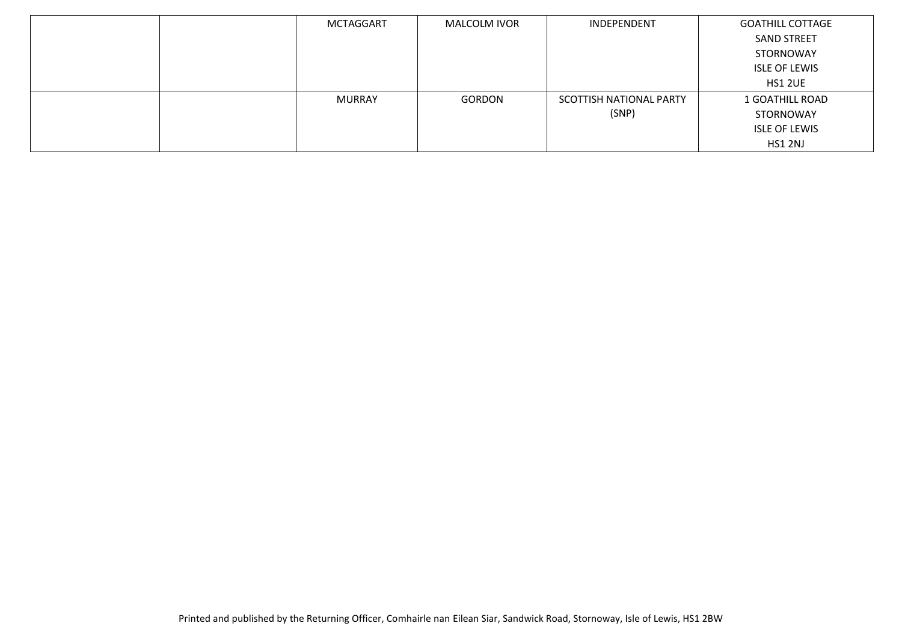| | | | | | |
|---|---|---|---|---|---|
| | | MCTAGGART | MALCOLM IVOR | INDEPENDENT | GOATHILL COTTAGE<br>SAND STREET<br>STORNOWAY<br>ISLE OF LEWIS<br>HS1 2UE |
| | | MURRAY | GORDON | SCOTTISH NATIONAL PARTY (SNP) | 1 GOATHILL ROAD<br>STORNOWAY<br>ISLE OF LEWIS<br>HS1 2NJ |

Printed and published by the Returning Officer, Comhairle nan Eilean Siar, Sandwick Road, Stornoway, Isle of Lewis, HS1 2BW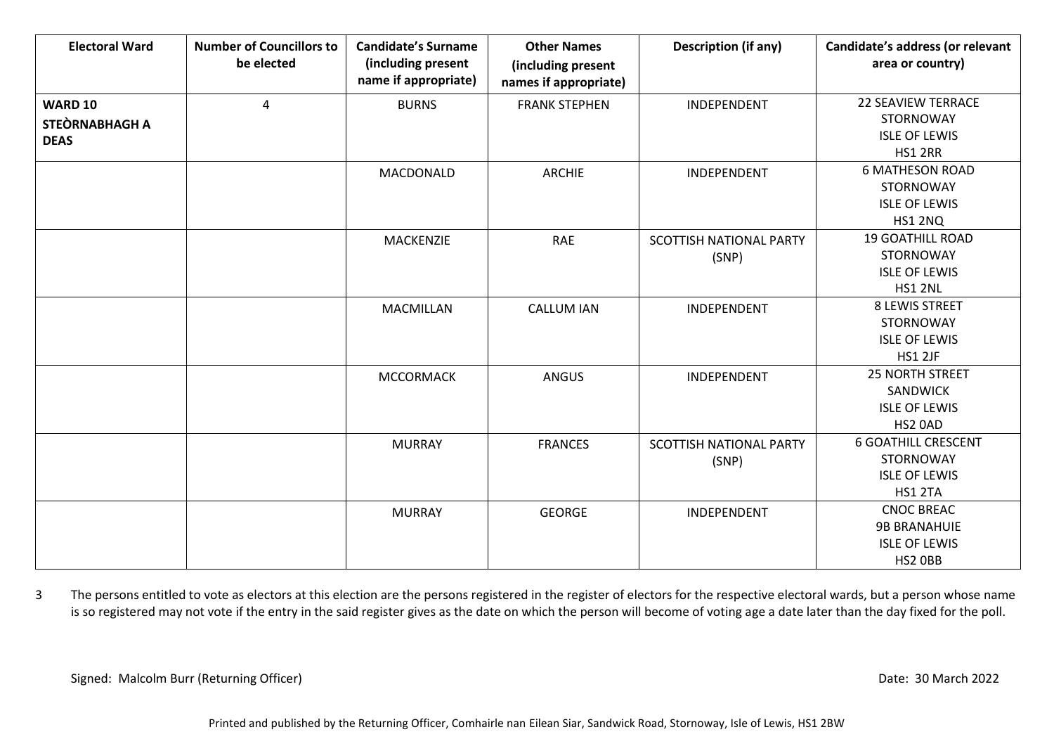| Electoral Ward | Number of Councillors to be elected | Candidate's Surname (including present name if appropriate) | Other Names (including present names if appropriate) | Description (if any) | Candidate's address (or relevant area or country) |
|---|---|---|---|---|---|
| **WARD 10 STEÒRNABHAGH A DEAS** | 4 | BURNS | FRANK STEPHEN | INDEPENDENT | 22 SEAVIEW TERRACE STORNOWAY ISLE OF LEWIS HS1 2RR |
| | | MACDONALD | ARCHIE | INDEPENDENT | 6 MATHESON ROAD STORNOWAY ISLE OF LEWIS HS1 2NQ |
| | | MACKENZIE | RAE | SCOTTISH NATIONAL PARTY (SNP) | 19 GOATHILL ROAD STORNOWAY ISLE OF LEWIS HS1 2NL |
| | | MACMILLAN | CALLUM IAN | INDEPENDENT | 8 LEWIS STREET STORNOWAY ISLE OF LEWIS HS1 2JF |
| | | MCCORMACK | ANGUS | INDEPENDENT | 25 NORTH STREET SANDWICK ISLE OF LEWIS HS2 0AD |
| | | MURRAY | FRANCES | SCOTTISH NATIONAL PARTY (SNP) | 6 GOATHILL CRESCENT STORNOWAY ISLE OF LEWIS HS1 2TA |
| | | MURRAY | GEORGE | INDEPENDENT | CNOC BREAC 9B BRANAHUIE ISLE OF LEWIS HS2 0BB |

3 The persons entitled to vote as electors at this election are the persons registered in the register of electors for the respective electoral wards, but a person whose name is so registered may not vote if the entry in the said register gives as the date on which the person will become of voting age a date later than the day fixed for the poll.

Signed: Malcolm Burr (Returning Officer)

Date: 30 March 2022

Printed and published by the Returning Officer, Comhairle nan Eilean Siar, Sandwick Road, Stornoway, Isle of Lewis, HS1 2BW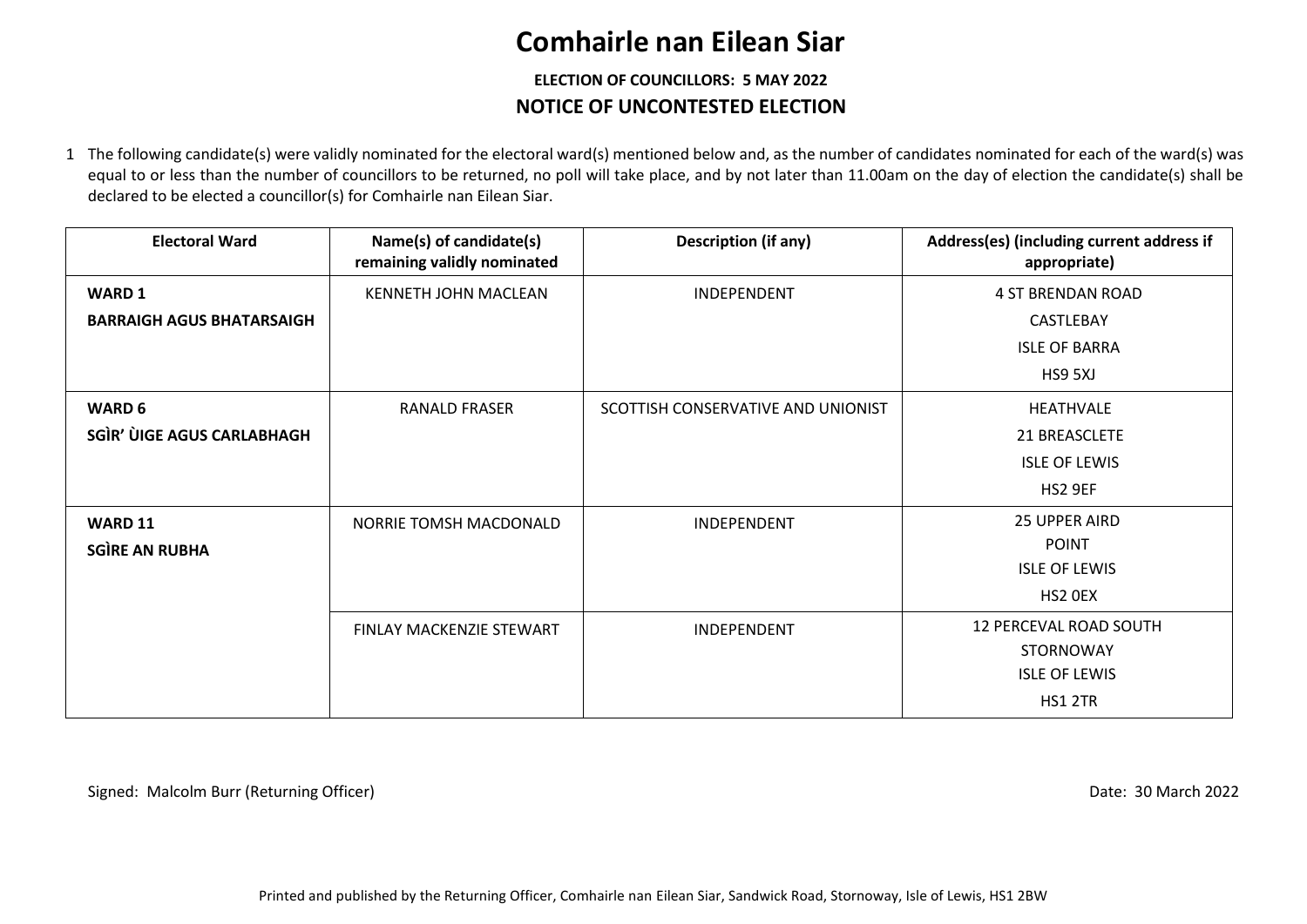# Comhairle nan Eilean Siar

**ELECTION OF COUNCILLORS: 5 MAY 2022**

**NOTICE OF UNCONTESTED ELECTION**

1 The following candidate(s) were validly nominated for the electoral ward(s) mentioned below and, as the number of candidates nominated for each of the ward(s) was equal to or less than the number of councillors to be returned, no poll will take place, and by not later than 11.00am on the day of election the candidate(s) shall be declared to be elected a councillor(s) for Comhairle nan Eilean Siar.

| Electoral Ward | Name(s) of candidate(s) remaining validly nominated | Description (if any) | Address(es) (including current address if appropriate) |
|---|---|---|---|
| **WARD 1** **BARRAIGH AGUS BHATARSAIGH** | KENNETH JOHN MACLEAN | INDEPENDENT | 4 ST BRENDAN ROAD CASTLEBAY ISLE OF BARRA HS9 5XJ |
| **WARD 6** **SGÌR' ÙIGE AGUS CARLABHAGH** | RANALD FRASER | SCOTTISH CONSERVATIVE AND UNIONIST | HEATHVALE 21 BREASCLETE ISLE OF LEWIS HS2 9EF |
| **WARD 11** **SGÌRE AN RUBHA** | NORRIE TOMSH MACDONALD | INDEPENDENT | 25 UPPER AIRD POINT ISLE OF LEWIS HS2 0EX |
| | FINLAY MACKENZIE STEWART | INDEPENDENT | 12 PERCEVAL ROAD SOUTH STORNOWAY ISLE OF LEWIS HS1 2TR |

Signed: Malcolm Burr (Returning Officer)

Date: 30 March 2022

Printed and published by the Returning Officer, Comhairle nan Eilean Siar, Sandwick Road, Stornoway, Isle of Lewis, HS1 2BW